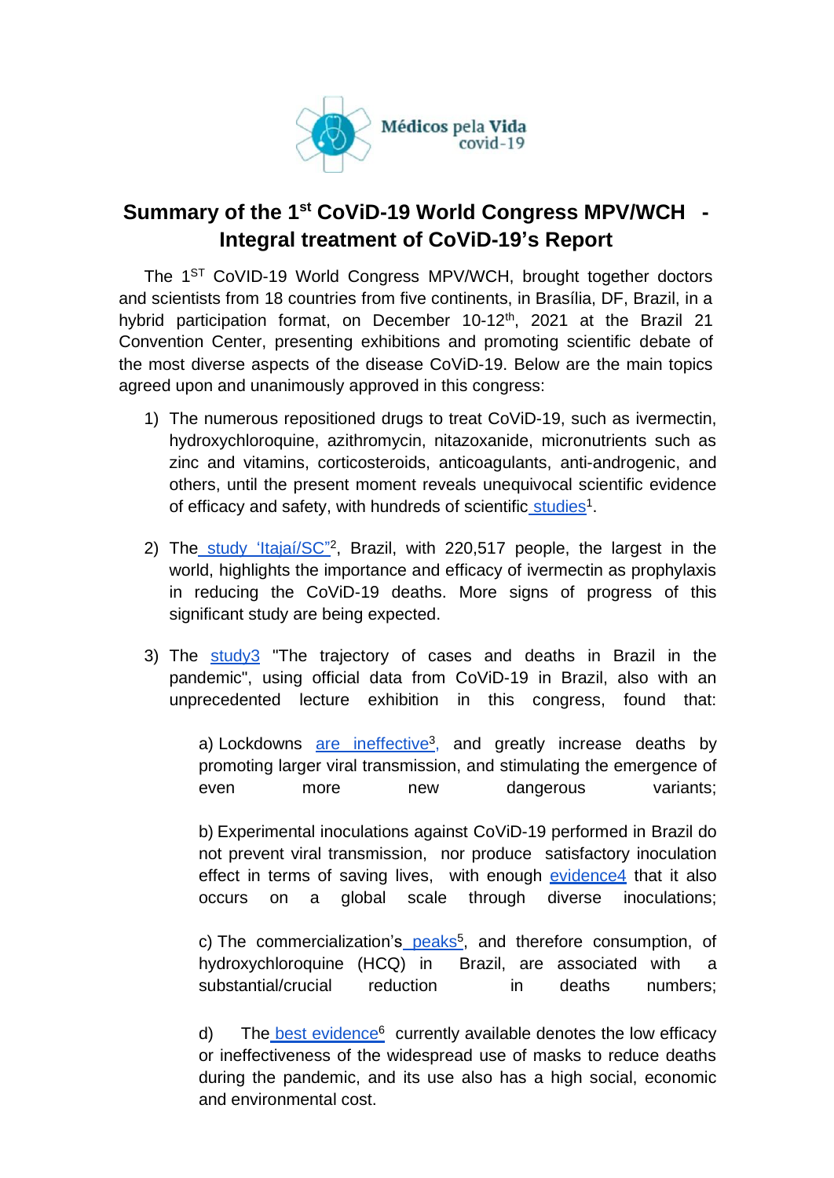Médicos pela Vida covid-19

# Summary of the 1st CoViD-19 World Congress MPV/WCH - Integral treatment of CoViD-19's Report

The 1ST CoVID-19 World Congress MPV/WCH, brought together doctors and scientists from 18 countries from five continents, in Brasília, DF, Brazil, in a hybrid participation format, on December 10-12th, 2021 at the Brazil 21 Convention Center, presenting exhibitions and promoting scientific debate of the most diverse aspects of the disease CoViD-19. Below are the main topics agreed upon and unanimously approved in this congress:

1) The numerous repositioned drugs to treat CoViD-19, such as ivermectin, hydroxychloroquine, azithromycin, nitazoxanide, micronutrients such as zinc and vitamins, corticosteroids, anticoagulants, anti-androgenic, and others, until the present moment reveals unequivocal scientific evidence of efficacy and safety, with hundreds of scientific studies[1].

2) The study 'Itajaí/SC"[2], Brazil, with 220,517 people, the largest in the world, highlights the importance and efficacy of ivermectin as prophylaxis in reducing the CoViD-19 deaths. More signs of progress of this significant study are being expected.

3) The study3 "The trajectory of cases and deaths in Brazil in the pandemic", using official data from CoViD-19 in Brazil, also with an unprecedented lecture exhibition in this congress, found that:

   a) Lockdowns are ineffective[3], and greatly increase deaths by promoting larger viral transmission, and stimulating the emergence of even more new dangerous variants;

   b) Experimental inoculations against CoViD-19 performed in Brazil do not prevent viral transmission, nor produce satisfactory inoculation effect in terms of saving lives, with enough evidence4 that it also occurs on a global scale through diverse inoculations;

   c) The commercialization's peaks[5], and therefore consumption, of hydroxychloroquine (HCQ) in Brazil, are associated with a substantial/crucial reduction in deaths numbers;

   d) The best evidence[6] currently available denotes the low efficacy or ineffectiveness of the widespread use of masks to reduce deaths during the pandemic, and its use also has a high social, economic and environmental cost.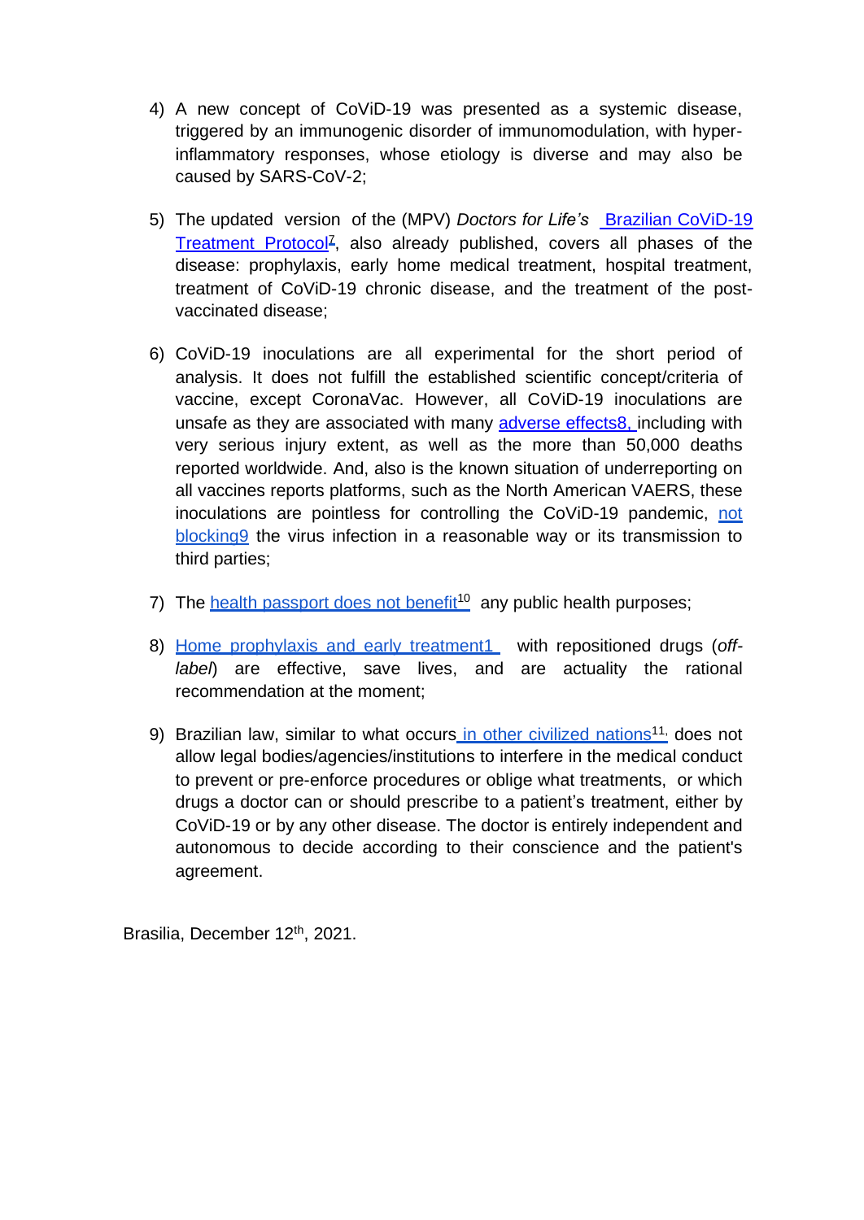4) A new concept of CoViD-19 was presented as a systemic disease, triggered by an immunogenic disorder of immunomodulation, with hyper-inflammatory responses, whose etiology is diverse and may also be caused by SARS-CoV-2;

5) The updated version of the (MPV) *Doctors for Life's* Brazilian CoViD-19 Treatment Protocol[7], also already published, covers all phases of the disease: prophylaxis, early home medical treatment, hospital treatment, treatment of CoViD-19 chronic disease, and the treatment of the post-vaccinated disease;

6) CoViD-19 inoculations are all experimental for the short period of analysis. It does not fulfill the established scientific concept/criteria of vaccine, except CoronaVac. However, all CoViD-19 inoculations are unsafe as they are associated with many adverse effects8, including with very serious injury extent, as well as the more than 50,000 deaths reported worldwide. And, also is the known situation of underreporting on all vaccines reports platforms, such as the North American VAERS, these inoculations are pointless for controlling the CoViD-19 pandemic, not blocking9 the virus infection in a reasonable way or its transmission to third parties;

7) The health passport does not benefit[10] any public health purposes;

8) Home prophylaxis and early treatment1 with repositioned drugs (*off-label*) are effective, save lives, and are actuality the rational recommendation at the moment;

9) Brazilian law, similar to what occurs in other civilized nations[11], does not allow legal bodies/agencies/institutions to interfere in the medical conduct to prevent or pre-enforce procedures or oblige what treatments, or which drugs a doctor can or should prescribe to a patient's treatment, either by CoViD-19 or by any other disease. The doctor is entirely independent and autonomous to decide according to their conscience and the patient's agreement.

Brasilia, December 12th, 2021.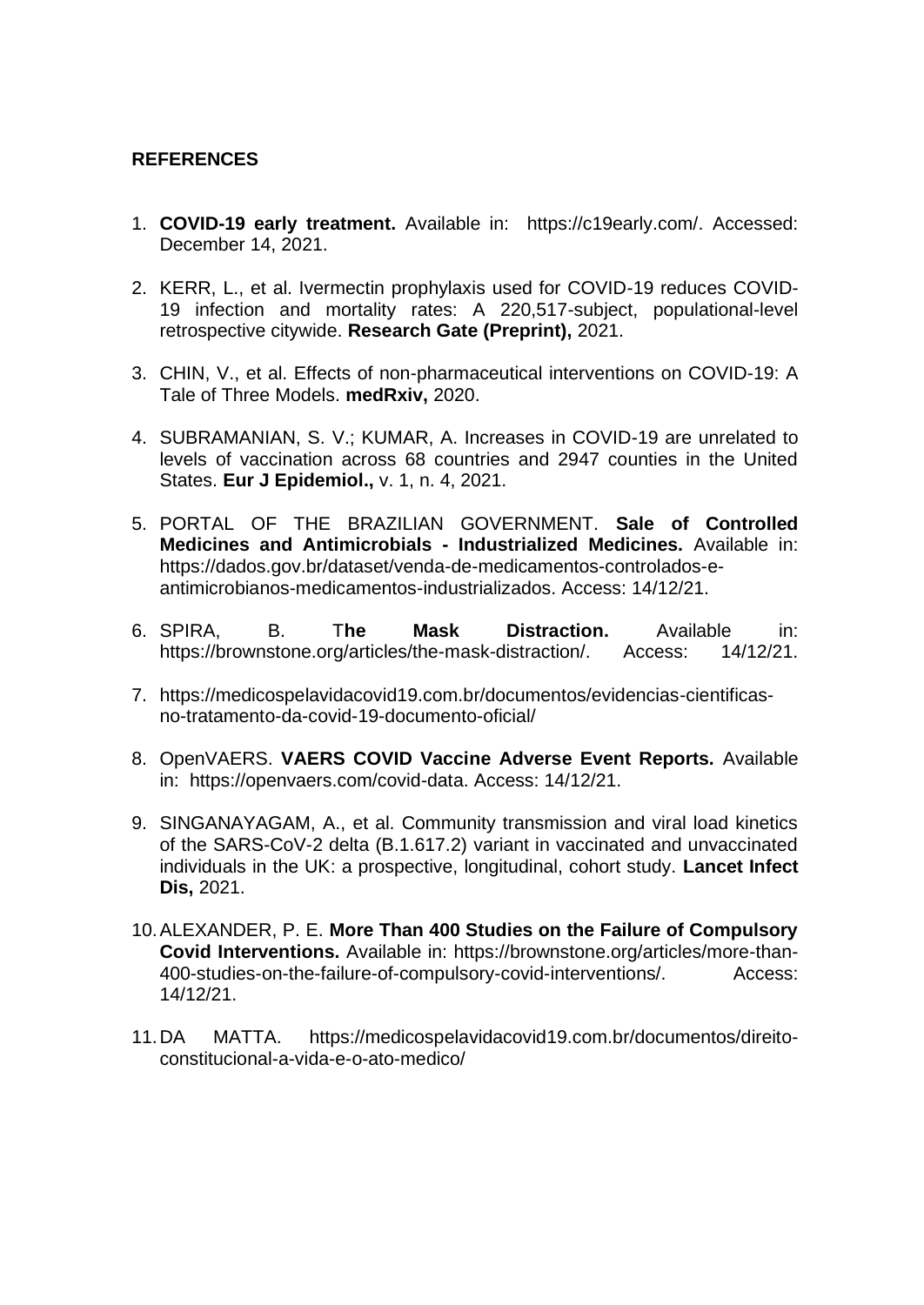## REFERENCES

1. **COVID-19 early treatment.** Available in: https://c19early.com/. Accessed: December 14, 2021.

2. KERR, L., et al. Ivermectin prophylaxis used for COVID-19 reduces COVID-19 infection and mortality rates: A 220,517-subject, populational-level retrospective citywide. **Research Gate (Preprint),** 2021.

3. CHIN, V., et al. Effects of non-pharmaceutical interventions on COVID-19: A Tale of Three Models. **medRxiv,** 2020.

4. SUBRAMANIAN, S. V.; KUMAR, A. Increases in COVID-19 are unrelated to levels of vaccination across 68 countries and 2947 counties in the United States. **Eur J Epidemiol.,** v. 1, n. 4, 2021.

5. PORTAL OF THE BRAZILIAN GOVERNMENT. **Sale of Controlled Medicines and Antimicrobials - Industrialized Medicines.** Available in: https://dados.gov.br/dataset/venda-de-medicamentos-controlados-e-antimicrobianos-medicamentos-industrializados. Access: 14/12/21.

6. SPIRA, B. T**he Mask Distraction.** Available in: https://brownstone.org/articles/the-mask-distraction/. Access: 14/12/21.

7. https://medicospelavidacovid19.com.br/documentos/evidencias-cientificas-no-tratamento-da-covid-19-documento-oficial/

8. OpenVAERS. **VAERS COVID Vaccine Adverse Event Reports.** Available in: https://openvaers.com/covid-data. Access: 14/12/21.

9. SINGANAYAGAM, A., et al. Community transmission and viral load kinetics of the SARS-CoV-2 delta (B.1.617.2) variant in vaccinated and unvaccinated individuals in the UK: a prospective, longitudinal, cohort study. **Lancet Infect Dis,** 2021.

10. ALEXANDER, P. E. **More Than 400 Studies on the Failure of Compulsory Covid Interventions.** Available in: https://brownstone.org/articles/more-than-400-studies-on-the-failure-of-compulsory-covid-interventions/. Access: 14/12/21.

11. DA MATTA. https://medicospelavidacovid19.com.br/documentos/direito-constitucional-a-vida-e-o-ato-medico/